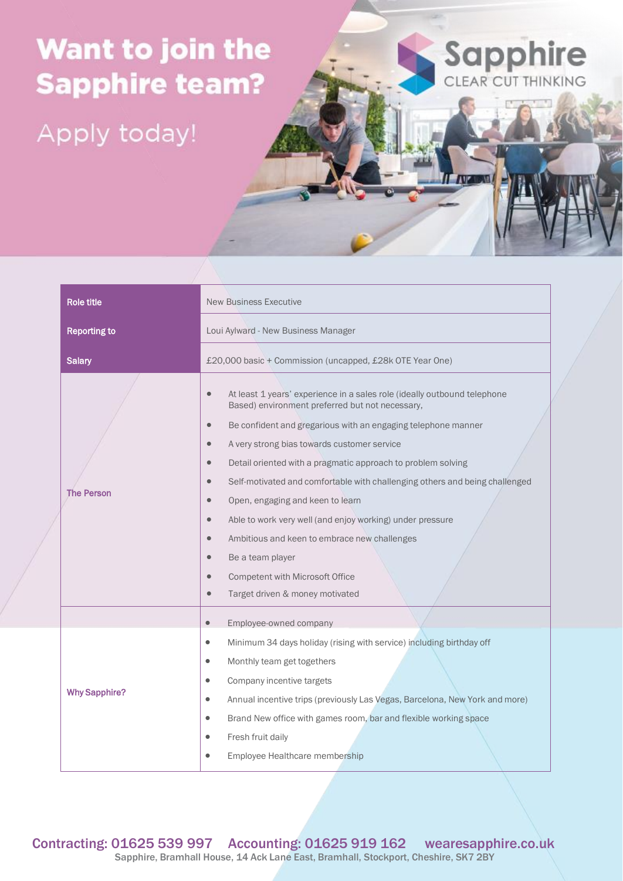# Want to join the Sapphire team?

## Apply today!

Sapphire
CLEAR CUT THINKING

| Role title | New Business Executive |
|---|---|
| Reporting to | Loui Aylward - New Business Manager |
| Salary | £20,000 basic + Commission (uncapped, £28k OTE Year One) |
| The Person | • At least 1 years' experience in a sales role (ideally outbound telephone Based) environment preferred but not necessary,<br>• Be confident and gregarious with an engaging telephone manner<br>• A very strong bias towards customer service<br>• Detail oriented with a pragmatic approach to problem solving<br>• Self-motivated and comfortable with challenging others and being challenged<br>• Open, engaging and keen to learn<br>• Able to work very well (and enjoy working) under pressure<br>• Ambitious and keen to embrace new challenges<br>• Be a team player<br>• Competent with Microsoft Office<br>• Target driven & money motivated |
| Why Sapphire? | • Employee-owned company<br>• Minimum 34 days holiday (rising with service) including birthday off<br>• Monthly team get togethers<br>• Company incentive targets<br>• Annual incentive trips (previously Las Vegas, Barcelona, New York and more)<br>• Brand New office with games room, bar and flexible working space<br>• Fresh fruit daily<br>• Employee Healthcare membership |

Contracting: 01625 539 997 Accounting: 01625 919 162 wearesapphire.co.uk
Sapphire, Bramhall House, 14 Ack Lane East, Bramhall, Stockport, Cheshire, SK7 2BY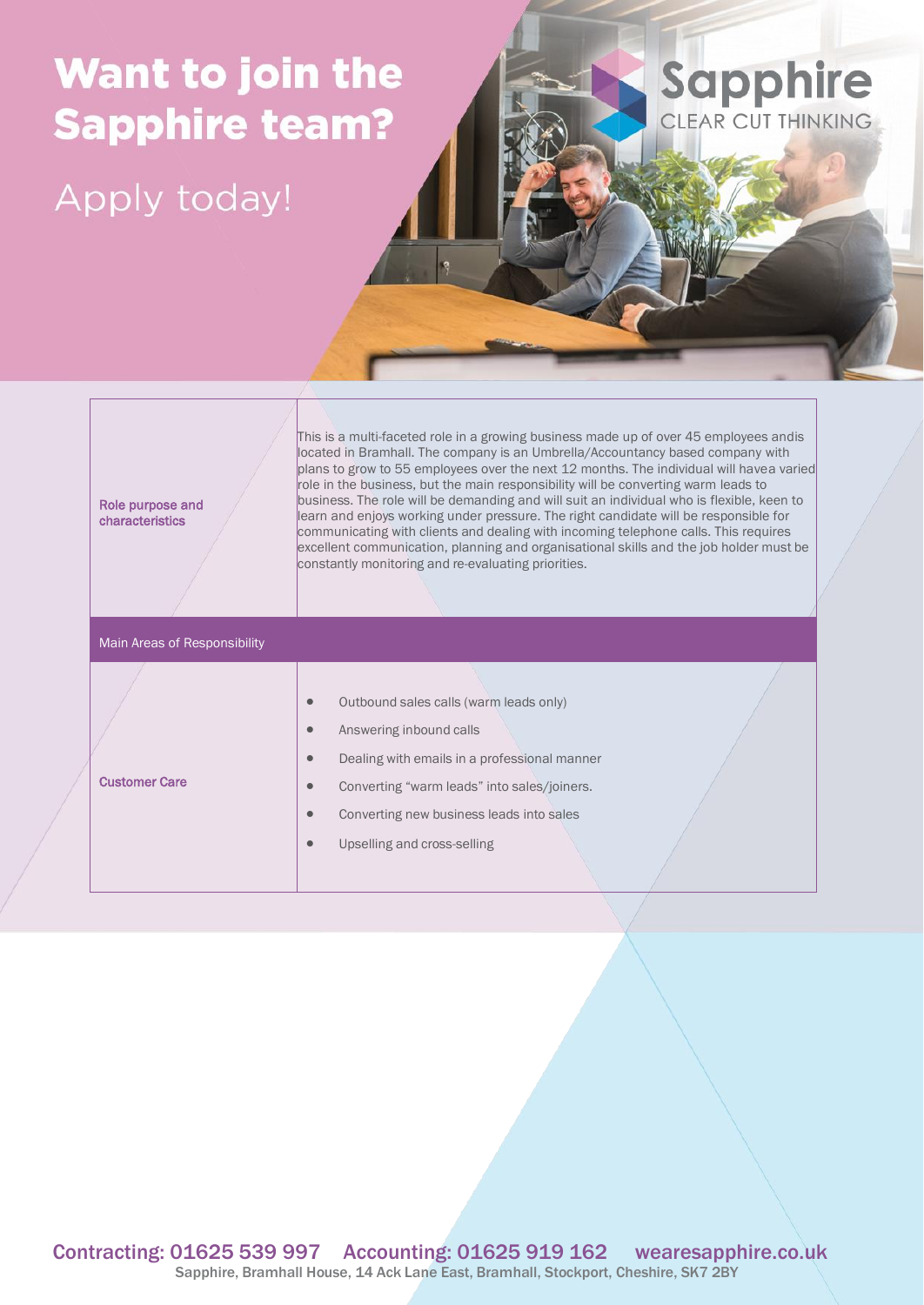# Want to join the Sapphire team?

Apply today!

Sapphire
CLEAR CUT THINKING

| | |
|---|---|
| **Role purpose and characteristics** | This is a multi-faceted role in a growing business made up of over 45 employees andis located in Bramhall. The company is an Umbrella/Accountancy based company with plans to grow to 55 employees over the next 12 months. The individual will havea varied role in the business, but the main responsibility will be converting warm leads to business. The role will be demanding and will suit an individual who is flexible, keen to learn and enjoys working under pressure. The right candidate will be responsible for communicating with clients and dealing with incoming telephone calls. This requires excellent communication, planning and organisational skills and the job holder must be constantly monitoring and re-evaluating priorities. |
| **Main Areas of Responsibility** | |
| **Customer Care** | • Outbound sales calls (warm leads only)<br>• Answering inbound calls<br>• Dealing with emails in a professional manner<br>• Converting "warm leads" into sales/joiners.<br>• Converting new business leads into sales<br>• Upselling and cross-selling |

Contracting: 01625 539 997 Accounting: 01625 919 162 wearesapphire.co.uk
Sapphire, Bramhall House, 14 Ack Lane East, Bramhall, Stockport, Cheshire, SK7 2BY